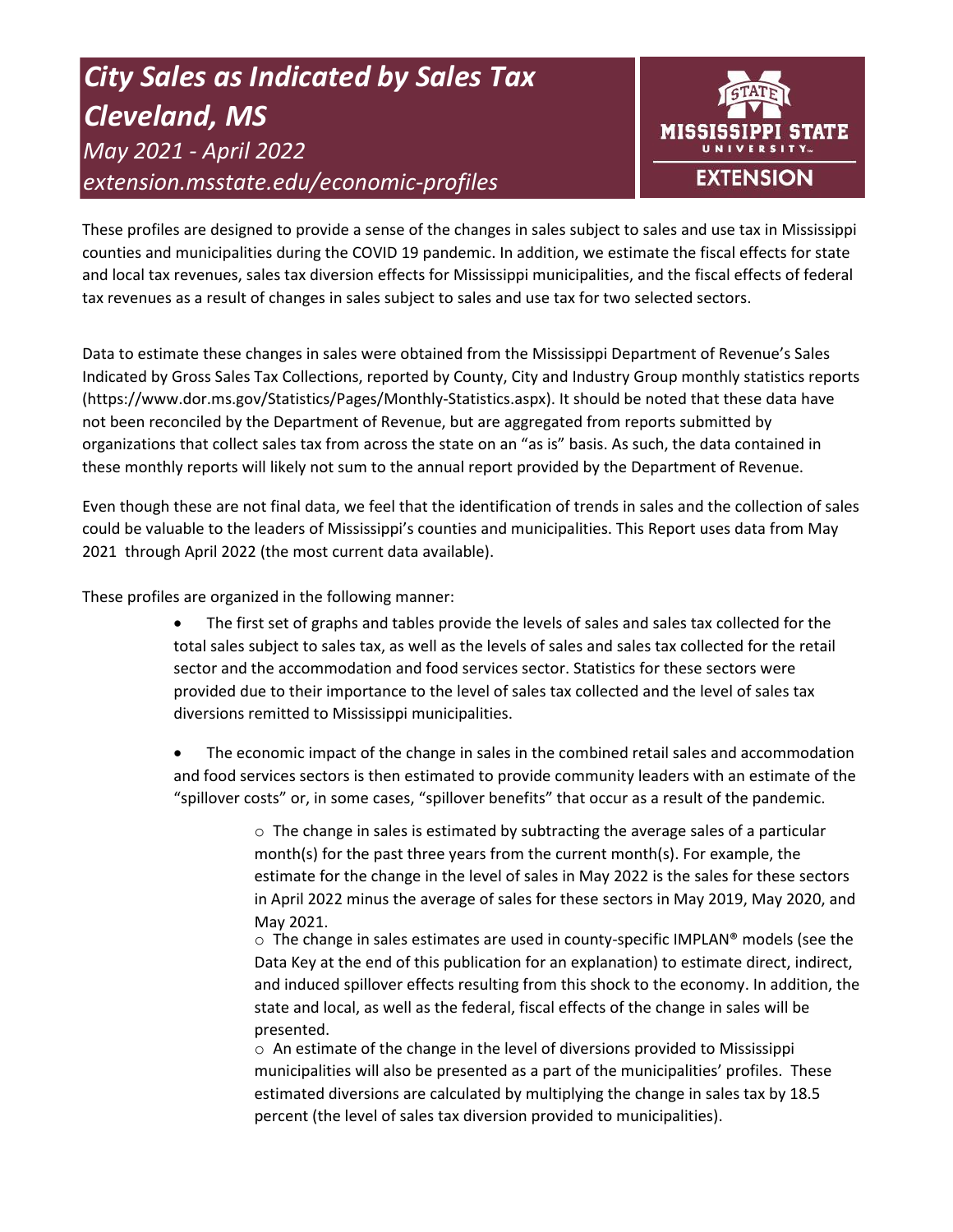# *City Sales as Indicated by Sales Tax Cleveland, MS*

*May 2021 - April 2022*

*extension.msstate.edu/economic-profiles*

MISSISSIPPI STATE UNIVERSITY EXTENSION

These profiles are designed to provide a sense of the changes in sales subject to sales and use tax in Mississippi counties and municipalities during the COVID 19 pandemic. In addition, we estimate the fiscal effects for state and local tax revenues, sales tax diversion effects for Mississippi municipalities, and the fiscal effects of federal tax revenues as a result of changes in sales subject to sales and use tax for two selected sectors.

Data to estimate these changes in sales were obtained from the Mississippi Department of Revenue's Sales Indicated by Gross Sales Tax Collections, reported by County, City and Industry Group monthly statistics reports (https://www.dor.ms.gov/Statistics/Pages/Monthly-Statistics.aspx). It should be noted that these data have not been reconciled by the Department of Revenue, but are aggregated from reports submitted by organizations that collect sales tax from across the state on an "as is" basis. As such, the data contained in these monthly reports will likely not sum to the annual report provided by the Department of Revenue.

Even though these are not final data, we feel that the identification of trends in sales and the collection of sales could be valuable to the leaders of Mississippi's counties and municipalities. This Report uses data from May 2021 through April 2022 (the most current data available).

These profiles are organized in the following manner:

- The first set of graphs and tables provide the levels of sales and sales tax collected for the total sales subject to sales tax, as well as the levels of sales and sales tax collected for the retail sector and the accommodation and food services sector. Statistics for these sectors were provided due to their importance to the level of sales tax collected and the level of sales tax diversions remitted to Mississippi municipalities.
- The economic impact of the change in sales in the combined retail sales and accommodation and food services sectors is then estimated to provide community leaders with an estimate of the "spillover costs" or, in some cases, "spillover benefits" that occur as a result of the pandemic.
  - The change in sales is estimated by subtracting the average sales of a particular month(s) for the past three years from the current month(s). For example, the estimate for the change in the level of sales in May 2022 is the sales for these sectors in April 2022 minus the average of sales for these sectors in May 2019, May 2020, and May 2021.
  - The change in sales estimates are used in county-specific IMPLAN® models (see the Data Key at the end of this publication for an explanation) to estimate direct, indirect, and induced spillover effects resulting from this shock to the economy. In addition, the state and local, as well as the federal, fiscal effects of the change in sales will be presented.
  - An estimate of the change in the level of diversions provided to Mississippi municipalities will also be presented as a part of the municipalities' profiles. These estimated diversions are calculated by multiplying the change in sales tax by 18.5 percent (the level of sales tax diversion provided to municipalities).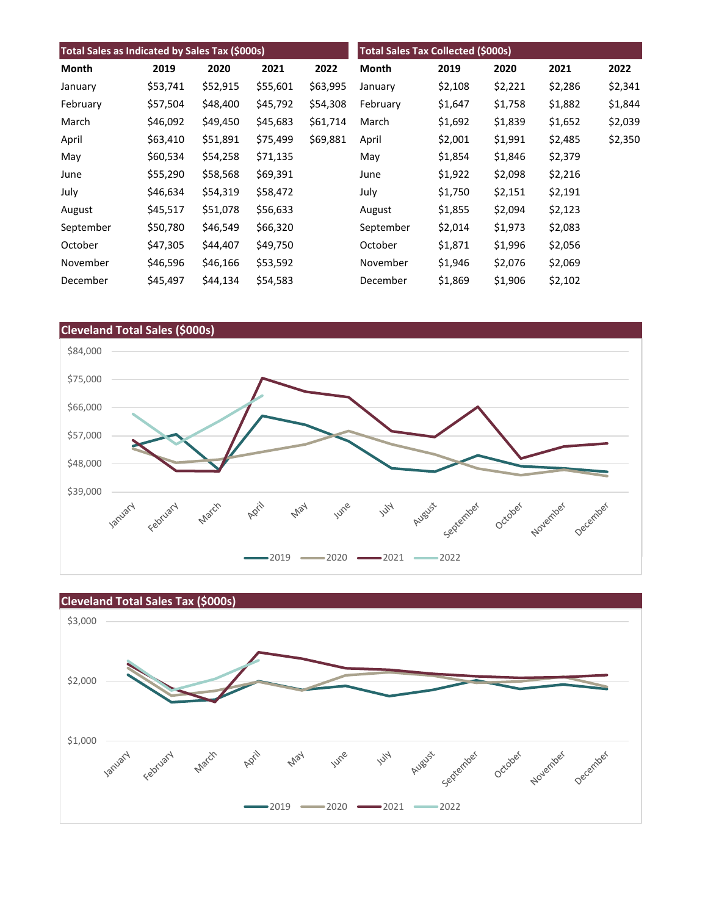## Total Sales as Indicated by Sales Tax ($000s)

| Month | 2019 | 2020 | 2021 | 2022 |
|---|---|---|---|---|
| January | $53,741 | $52,915 | $55,601 | $63,995 |
| February | $57,504 | $48,400 | $45,792 | $54,308 |
| March | $46,092 | $49,450 | $45,683 | $61,714 |
| April | $63,410 | $51,891 | $75,499 | $69,881 |
| May | $60,534 | $54,258 | $71,135 | |
| June | $55,290 | $58,568 | $69,391 | |
| July | $46,634 | $54,319 | $58,472 | |
| August | $45,517 | $51,078 | $56,633 | |
| September | $50,780 | $46,549 | $66,320 | |
| October | $47,305 | $44,407 | $49,750 | |
| November | $46,596 | $46,166 | $53,592 | |
| December | $45,497 | $44,134 | $54,583 | |

## Total Sales Tax Collected ($000s)

| Month | 2019 | 2020 | 2021 | 2022 |
|---|---|---|---|---|
| January | $2,108 | $2,221 | $2,286 | $2,341 |
| February | $1,647 | $1,758 | $1,882 | $1,844 |
| March | $1,692 | $1,839 | $1,652 | $2,039 |
| April | $2,001 | $1,991 | $2,485 | $2,350 |
| May | $1,854 | $1,846 | $2,379 | |
| June | $1,922 | $2,098 | $2,216 | |
| July | $1,750 | $2,151 | $2,191 | |
| August | $1,855 | $2,094 | $2,123 | |
| September | $2,014 | $1,973 | $2,083 | |
| October | $1,871 | $1,996 | $2,056 | |
| November | $1,946 | $2,076 | $2,069 | |
| December | $1,869 | $1,906 | $2,102 | |

## Cleveland Total Sales ($000s)

## Cleveland Total Sales Tax ($000s)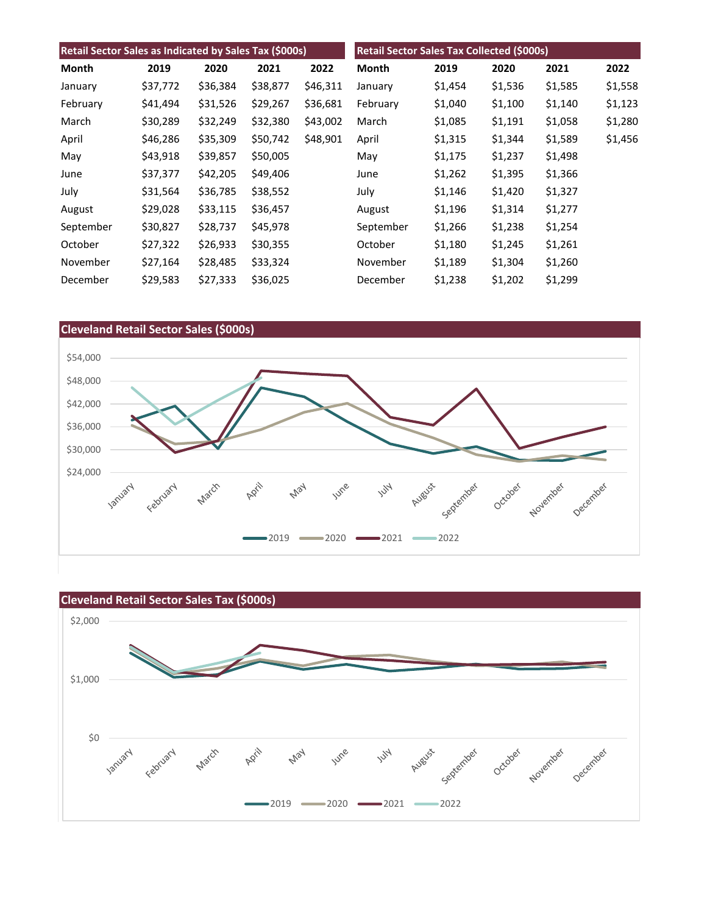| Retail Sector Sales as Indicated by Sales Tax ($000s) | | | | |
|---|---|---|---|---|
| **Month** | **2019** | **2020** | **2021** | **2022** |
| January | $37,772 | $36,384 | $38,877 | $46,311 |
| February | $41,494 | $31,526 | $29,267 | $36,681 |
| March | $30,289 | $32,249 | $32,380 | $43,002 |
| April | $46,286 | $35,309 | $50,742 | $48,901 |
| May | $43,918 | $39,857 | $50,005 | |
| June | $37,377 | $42,205 | $49,406 | |
| July | $31,564 | $36,785 | $38,552 | |
| August | $29,028 | $33,115 | $36,457 | |
| September | $30,827 | $28,737 | $45,978 | |
| October | $27,322 | $26,933 | $30,355 | |
| November | $27,164 | $28,485 | $33,324 | |
| December | $29,583 | $27,333 | $36,025 | |

| Retail Sector Sales Tax Collected ($000s) | | | | |
|---|---|---|---|---|
| **Month** | **2019** | **2020** | **2021** | **2022** |
| January | $1,454 | $1,536 | $1,585 | $1,558 |
| February | $1,040 | $1,100 | $1,140 | $1,123 |
| March | $1,085 | $1,191 | $1,058 | $1,280 |
| April | $1,315 | $1,344 | $1,589 | $1,456 |
| May | $1,175 | $1,237 | $1,498 | |
| June | $1,262 | $1,395 | $1,366 | |
| July | $1,146 | $1,420 | $1,327 | |
| August | $1,196 | $1,314 | $1,277 | |
| September | $1,266 | $1,238 | $1,254 | |
| October | $1,180 | $1,245 | $1,261 | |
| November | $1,189 | $1,304 | $1,260 | |
| December | $1,238 | $1,202 | $1,299 | |

## Cleveland Retail Sector Sales ($000s)

## Cleveland Retail Sector Sales Tax ($000s)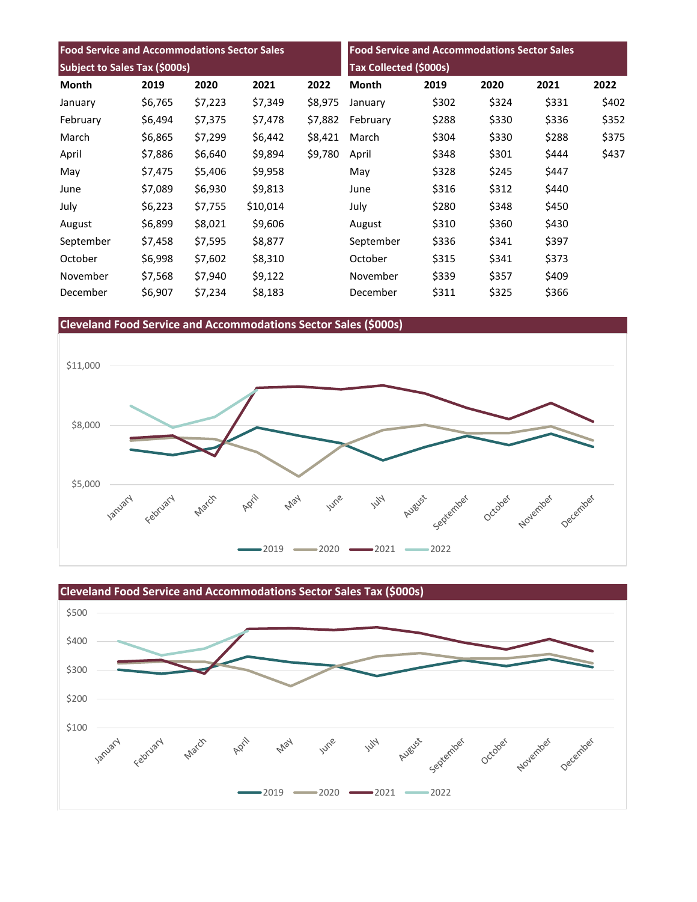| Food Service and Accommodations Sector Sales Subject to Sales Tax ($000s) | | | | |
|---|---|---|---|---|
| **Month** | **2019** | **2020** | **2021** | **2022** |
| January | $6,765 | $7,223 | $7,349 | $8,975 |
| February | $6,494 | $7,375 | $7,478 | $7,882 |
| March | $6,865 | $7,299 | $6,442 | $8,421 |
| April | $7,886 | $6,640 | $9,894 | $9,780 |
| May | $7,475 | $5,406 | $9,958 | |
| June | $7,089 | $6,930 | $9,813 | |
| July | $6,223 | $7,755 | $10,014 | |
| August | $6,899 | $8,021 | $9,606 | |
| September | $7,458 | $7,595 | $8,877 | |
| October | $6,998 | $7,602 | $8,310 | |
| November | $7,568 | $7,940 | $9,122 | |
| December | $6,907 | $7,234 | $8,183 | |

| Food Service and Accommodations Sector Sales Tax Collected ($000s) | | | | |
|---|---|---|---|---|
| **Month** | **2019** | **2020** | **2021** | **2022** |
| January | $302 | $324 | $331 | $402 |
| February | $288 | $330 | $336 | $352 |
| March | $304 | $330 | $288 | $375 |
| April | $348 | $301 | $444 | $437 |
| May | $328 | $245 | $447 | |
| June | $316 | $312 | $440 | |
| July | $280 | $348 | $450 | |
| August | $310 | $360 | $430 | |
| September | $336 | $341 | $397 | |
| October | $315 | $341 | $373 | |
| November | $339 | $357 | $409 | |
| December | $311 | $325 | $366 | |

## Cleveland Food Service and Accommodations Sector Sales ($000s)

## Cleveland Food Service and Accommodations Sector Sales Tax ($000s)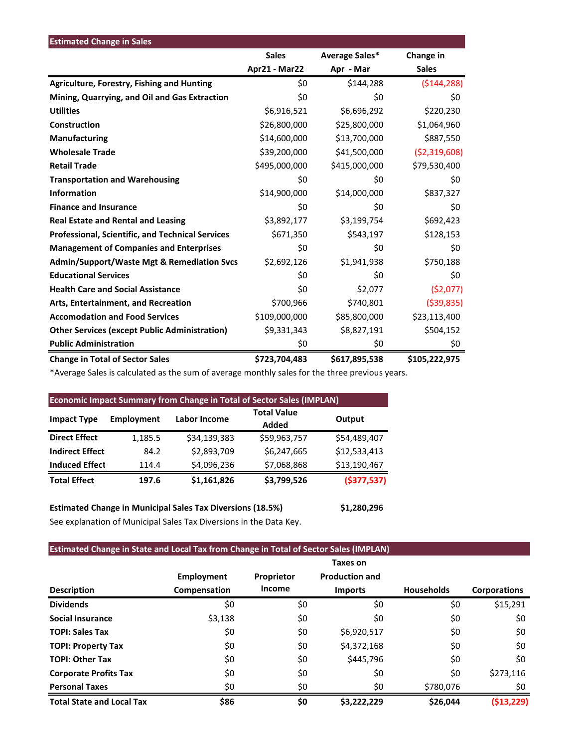## Estimated Change in Sales

| | Sales Apr21 - Mar22 | Average Sales* Apr - Mar | Change in Sales |
|---|---|---|---|
| **Agriculture, Forestry, Fishing and Hunting** | $0 | $144,288 | ($144,288) |
| **Mining, Quarrying, and Oil and Gas Extraction** | $0 | $0 | $0 |
| **Utilities** | $6,916,521 | $6,696,292 | $220,230 |
| **Construction** | $26,800,000 | $25,800,000 | $1,064,960 |
| **Manufacturing** | $14,600,000 | $13,700,000 | $887,550 |
| **Wholesale Trade** | $39,200,000 | $41,500,000 | ($2,319,608) |
| **Retail Trade** | $495,000,000 | $415,000,000 | $79,530,400 |
| **Transportation and Warehousing** | $0 | $0 | $0 |
| **Information** | $14,900,000 | $14,000,000 | $837,327 |
| **Finance and Insurance** | $0 | $0 | $0 |
| **Real Estate and Rental and Leasing** | $3,892,177 | $3,199,754 | $692,423 |
| **Professional, Scientific, and Technical Services** | $671,350 | $543,197 | $128,153 |
| **Management of Companies and Enterprises** | $0 | $0 | $0 |
| **Admin/Support/Waste Mgt & Remediation Svcs** | $2,692,126 | $1,941,938 | $750,188 |
| **Educational Services** | $0 | $0 | $0 |
| **Health Care and Social Assistance** | $0 | $2,077 | ($2,077) |
| **Arts, Entertainment, and Recreation** | $700,966 | $740,801 | ($39,835) |
| **Accomodation and Food Services** | $109,000,000 | $85,800,000 | $23,113,400 |
| **Other Services (except Public Administration)** | $9,331,343 | $8,827,191 | $504,152 |
| **Public Administration** | $0 | $0 | $0 |
| **Change in Total of Sector Sales** | **$723,704,483** | **$617,895,538** | **$105,222,975** |

*Average Sales is calculated as the sum of average monthly sales for the three previous years.

## Economic Impact Summary from Change in Total of Sector Sales (IMPLAN)

| Impact Type | Employment | Labor Income | Total Value Added | Output |
|---|---|---|---|---|
| **Direct Effect** | 1,185.5 | $34,139,383 | $59,963,757 | $54,489,407 |
| **Indirect Effect** | 84.2 | $2,893,709 | $6,247,665 | $12,533,413 |
| **Induced Effect** | 114.4 | $4,096,236 | $7,068,868 | $13,190,467 |
| **Total Effect** | **197.6** | **$1,161,826** | **$3,799,526** | **($377,537)** |

**Estimated Change in Municipal Sales Tax Diversions (18.5%)** **$1,280,296**

See explanation of Municipal Sales Tax Diversions in the Data Key.

## Estimated Change in State and Local Tax from Change in Total of Sector Sales (IMPLAN)

| Description | Employment Compensation | Proprietor Income | Taxes on Production and Imports | Households | Corporations |
|---|---|---|---|---|---|
| **Dividends** | $0 | $0 | $0 | $0 | $15,291 |
| **Social Insurance** | $3,138 | $0 | $0 | $0 | $0 |
| **TOPI: Sales Tax** | $0 | $0 | $6,920,517 | $0 | $0 |
| **TOPI: Property Tax** | $0 | $0 | $4,372,168 | $0 | $0 |
| **TOPI: Other Tax** | $0 | $0 | $445,796 | $0 | $0 |
| **Corporate Profits Tax** | $0 | $0 | $0 | $0 | $273,116 |
| **Personal Taxes** | $0 | $0 | $0 | $780,076 | $0 |
| **Total State and Local Tax** | **$86** | **$0** | **$3,222,229** | **$26,044** | **($13,229)** |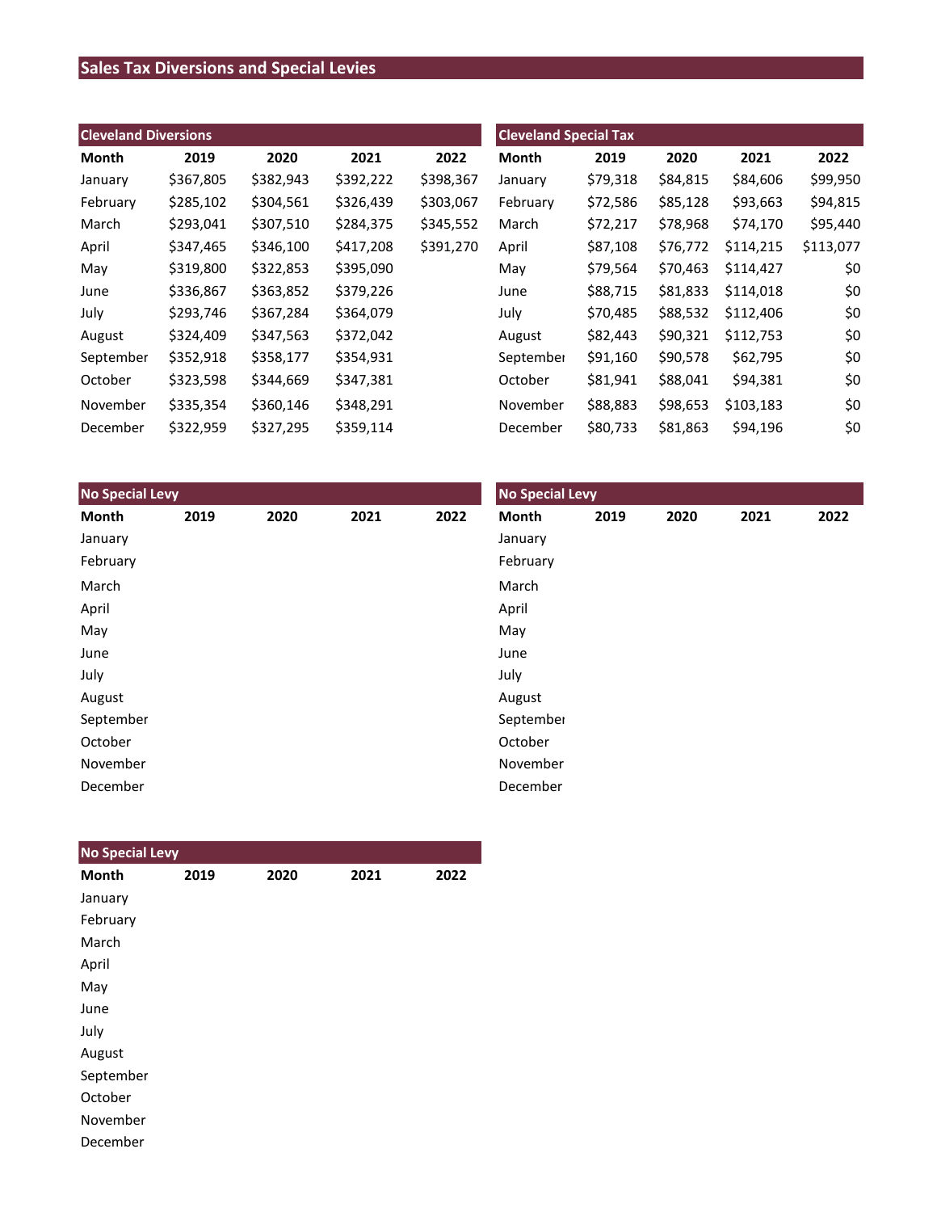# Sales Tax Diversions and Special Levies

## Cleveland Diversions

| Month | 2019 | 2020 | 2021 | 2022 |
| --- | --- | --- | --- | --- |
| January | $367,805 | $382,943 | $392,222 | $398,367 |
| February | $285,102 | $304,561 | $326,439 | $303,067 |
| March | $293,041 | $307,510 | $284,375 | $345,552 |
| April | $347,465 | $346,100 | $417,208 | $391,270 |
| May | $319,800 | $322,853 | $395,090 | |
| June | $336,867 | $363,852 | $379,226 | |
| July | $293,746 | $367,284 | $364,079 | |
| August | $324,409 | $347,563 | $372,042 | |
| September | $352,918 | $358,177 | $354,931 | |
| October | $323,598 | $344,669 | $347,381 | |
| November | $335,354 | $360,146 | $348,291 | |
| December | $322,959 | $327,295 | $359,114 | |

## Cleveland Special Tax

| Month | 2019 | 2020 | 2021 | 2022 |
| --- | --- | --- | --- | --- |
| January | $79,318 | $84,815 | $84,606 | $99,950 |
| February | $72,586 | $85,128 | $93,663 | $94,815 |
| March | $72,217 | $78,968 | $74,170 | $95,440 |
| April | $87,108 | $76,772 | $114,215 | $113,077 |
| May | $79,564 | $70,463 | $114,427 | $0 |
| June | $88,715 | $81,833 | $114,018 | $0 |
| July | $70,485 | $88,532 | $112,406 | $0 |
| August | $82,443 | $90,321 | $112,753 | $0 |
| September | $91,160 | $90,578 | $62,795 | $0 |
| October | $81,941 | $88,041 | $94,381 | $0 |
| November | $88,883 | $98,653 | $103,183 | $0 |
| December | $80,733 | $81,863 | $94,196 | $0 |

## No Special Levy

| Month | 2019 | 2020 | 2021 | 2022 |
| --- | --- | --- | --- | --- |
| January | | | | |
| February | | | | |
| March | | | | |
| April | | | | |
| May | | | | |
| June | | | | |
| July | | | | |
| August | | | | |
| September | | | | |
| October | | | | |
| November | | | | |
| December | | | | |

## No Special Levy

| Month | 2019 | 2020 | 2021 | 2022 |
| --- | --- | --- | --- | --- |
| January | | | | |
| February | | | | |
| March | | | | |
| April | | | | |
| May | | | | |
| June | | | | |
| July | | | | |
| August | | | | |
| September | | | | |
| October | | | | |
| November | | | | |
| December | | | | |

## No Special Levy

| Month | 2019 | 2020 | 2021 | 2022 |
| --- | --- | --- | --- | --- |
| January | | | | |
| February | | | | |
| March | | | | |
| April | | | | |
| May | | | | |
| June | | | | |
| July | | | | |
| August | | | | |
| September | | | | |
| October | | | | |
| November | | | | |
| December | | | | |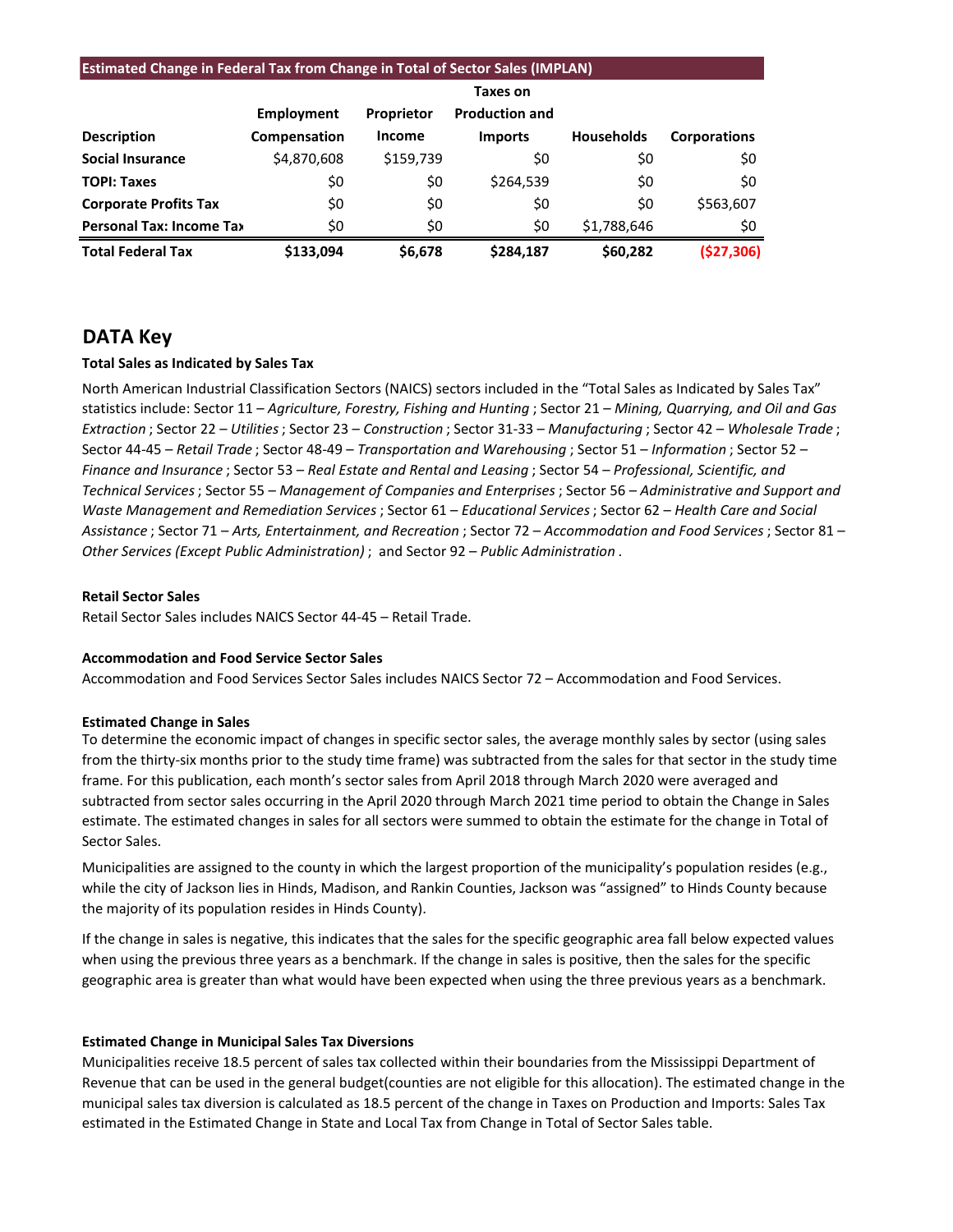| Estimated Change in Federal Tax from Change in Total of Sector Sales (IMPLAN) | | | | | |
|---|---|---|---|---|---|
| Description | Employment Compensation | Proprietor Income | Taxes on Production and Imports | Households | Corporations |
| Social Insurance | $4,870,608 | $159,739 | $0 | $0 | $0 |
| TOPI: Taxes | $0 | $0 | $264,539 | $0 | $0 |
| Corporate Profits Tax | $0 | $0 | $0 | $0 | $563,607 |
| Personal Tax: Income Tax | $0 | $0 | $0 | $1,788,646 | $0 |
| **Total Federal Tax** | **$133,094** | **$6,678** | **$284,187** | **$60,282** | **($27,306)** |

## DATA Key

**Total Sales as Indicated by Sales Tax**

North American Industrial Classification Sectors (NAICS) sectors included in the "Total Sales as Indicated by Sales Tax" statistics include: Sector 11 – *Agriculture, Forestry, Fishing and Hunting* ; Sector 21 – *Mining, Quarrying, and Oil and Gas Extraction* ; Sector 22 – *Utilities* ; Sector 23 – *Construction* ; Sector 31-33 – *Manufacturing* ; Sector 42 – *Wholesale Trade* ; Sector 44-45 – *Retail Trade* ; Sector 48-49 – *Transportation and Warehousing* ; Sector 51 – *Information* ; Sector 52 – *Finance and Insurance* ; Sector 53 – *Real Estate and Rental and Leasing* ; Sector 54 – *Professional, Scientific, and Technical Services* ; Sector 55 – *Management of Companies and Enterprises* ; Sector 56 – *Administrative and Support and Waste Management and Remediation Services* ; Sector 61 – *Educational Services* ; Sector 62 – *Health Care and Social Assistance* ; Sector 71 – *Arts, Entertainment, and Recreation* ; Sector 72 – *Accommodation and Food Services* ; Sector 81 – *Other Services (Except Public Administration)* ; and Sector 92 – *Public Administration* .

**Retail Sector Sales**

Retail Sector Sales includes NAICS Sector 44-45 – Retail Trade.

**Accommodation and Food Service Sector Sales**

Accommodation and Food Services Sector Sales includes NAICS Sector 72 – Accommodation and Food Services.

**Estimated Change in Sales**

To determine the economic impact of changes in specific sector sales, the average monthly sales by sector (using sales from the thirty-six months prior to the study time frame) was subtracted from the sales for that sector in the study time frame. For this publication, each month's sector sales from April 2018 through March 2020 were averaged and subtracted from sector sales occurring in the April 2020 through March 2021 time period to obtain the Change in Sales estimate. The estimated changes in sales for all sectors were summed to obtain the estimate for the change in Total of Sector Sales.

Municipalities are assigned to the county in which the largest proportion of the municipality's population resides (e.g., while the city of Jackson lies in Hinds, Madison, and Rankin Counties, Jackson was "assigned" to Hinds County because the majority of its population resides in Hinds County).

If the change in sales is negative, this indicates that the sales for the specific geographic area fall below expected values when using the previous three years as a benchmark. If the change in sales is positive, then the sales for the specific geographic area is greater than what would have been expected when using the three previous years as a benchmark.

**Estimated Change in Municipal Sales Tax Diversions**

Municipalities receive 18.5 percent of sales tax collected within their boundaries from the Mississippi Department of Revenue that can be used in the general budget(counties are not eligible for this allocation). The estimated change in the municipal sales tax diversion is calculated as 18.5 percent of the change in Taxes on Production and Imports: Sales Tax estimated in the Estimated Change in State and Local Tax from Change in Total of Sector Sales table.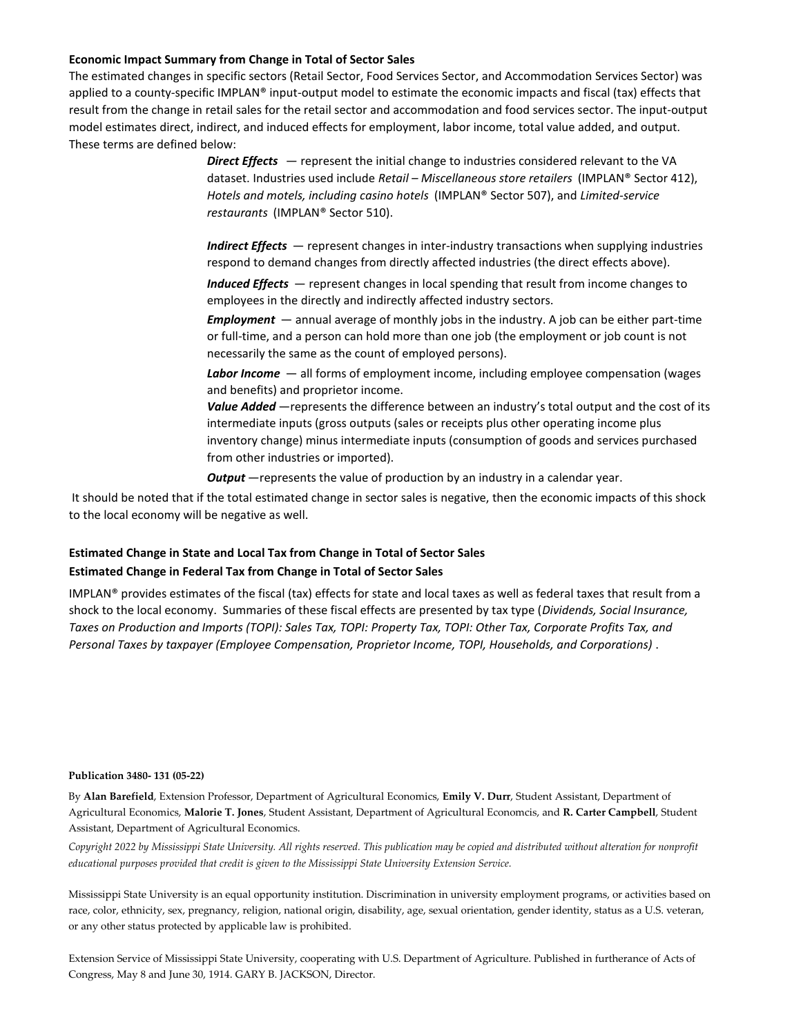**Economic Impact Summary from Change in Total of Sector Sales**

The estimated changes in specific sectors (Retail Sector, Food Services Sector, and Accommodation Services Sector) was applied to a county-specific IMPLAN® input-output model to estimate the economic impacts and fiscal (tax) effects that result from the change in retail sales for the retail sector and accommodation and food services sector. The input-output model estimates direct, indirect, and induced effects for employment, labor income, total value added, and output. These terms are defined below:

***Direct Effects*** — represent the initial change to industries considered relevant to the VA dataset. Industries used include *Retail – Miscellaneous store retailers* (IMPLAN® Sector 412), *Hotels and motels, including casino hotels* (IMPLAN® Sector 507), and *Limited-service restaurants* (IMPLAN® Sector 510).

***Indirect Effects*** — represent changes in inter-industry transactions when supplying industries respond to demand changes from directly affected industries (the direct effects above).

***Induced Effects*** — represent changes in local spending that result from income changes to employees in the directly and indirectly affected industry sectors.

***Employment*** — annual average of monthly jobs in the industry. A job can be either part-time or full-time, and a person can hold more than one job (the employment or job count is not necessarily the same as the count of employed persons).

***Labor Income*** — all forms of employment income, including employee compensation (wages and benefits) and proprietor income.

***Value Added*** —represents the difference between an industry's total output and the cost of its intermediate inputs (gross outputs (sales or receipts plus other operating income plus inventory change) minus intermediate inputs (consumption of goods and services purchased from other industries or imported).

***Output*** —represents the value of production by an industry in a calendar year.

It should be noted that if the total estimated change in sector sales is negative, then the economic impacts of this shock to the local economy will be negative as well.

**Estimated Change in State and Local Tax from Change in Total of Sector Sales**

**Estimated Change in Federal Tax from Change in Total of Sector Sales**

IMPLAN® provides estimates of the fiscal (tax) effects for state and local taxes as well as federal taxes that result from a shock to the local economy. Summaries of these fiscal effects are presented by tax type (*Dividends, Social Insurance, Taxes on Production and Imports (TOPI): Sales Tax, TOPI: Property Tax, TOPI: Other Tax, Corporate Profits Tax, and Personal Taxes by taxpayer (Employee Compensation, Proprietor Income, TOPI, Households, and Corporations)* .

**Publication 3480- 131 (05-22)**

By **Alan Barefield**, Extension Professor, Department of Agricultural Economics, **Emily V. Durr**, Student Assistant, Department of Agricultural Economics, **Malorie T. Jones**, Student Assistant, Department of Agricultural Economcis, and **R. Carter Campbell**, Student Assistant, Department of Agricultural Economics.

*Copyright 2022 by Mississippi State University. All rights reserved. This publication may be copied and distributed without alteration for nonprofit educational purposes provided that credit is given to the Mississippi State University Extension Service.*

Mississippi State University is an equal opportunity institution. Discrimination in university employment programs, or activities based on race, color, ethnicity, sex, pregnancy, religion, national origin, disability, age, sexual orientation, gender identity, status as a U.S. veteran, or any other status protected by applicable law is prohibited.

Extension Service of Mississippi State University, cooperating with U.S. Department of Agriculture. Published in furtherance of Acts of Congress, May 8 and June 30, 1914. GARY B. JACKSON, Director.